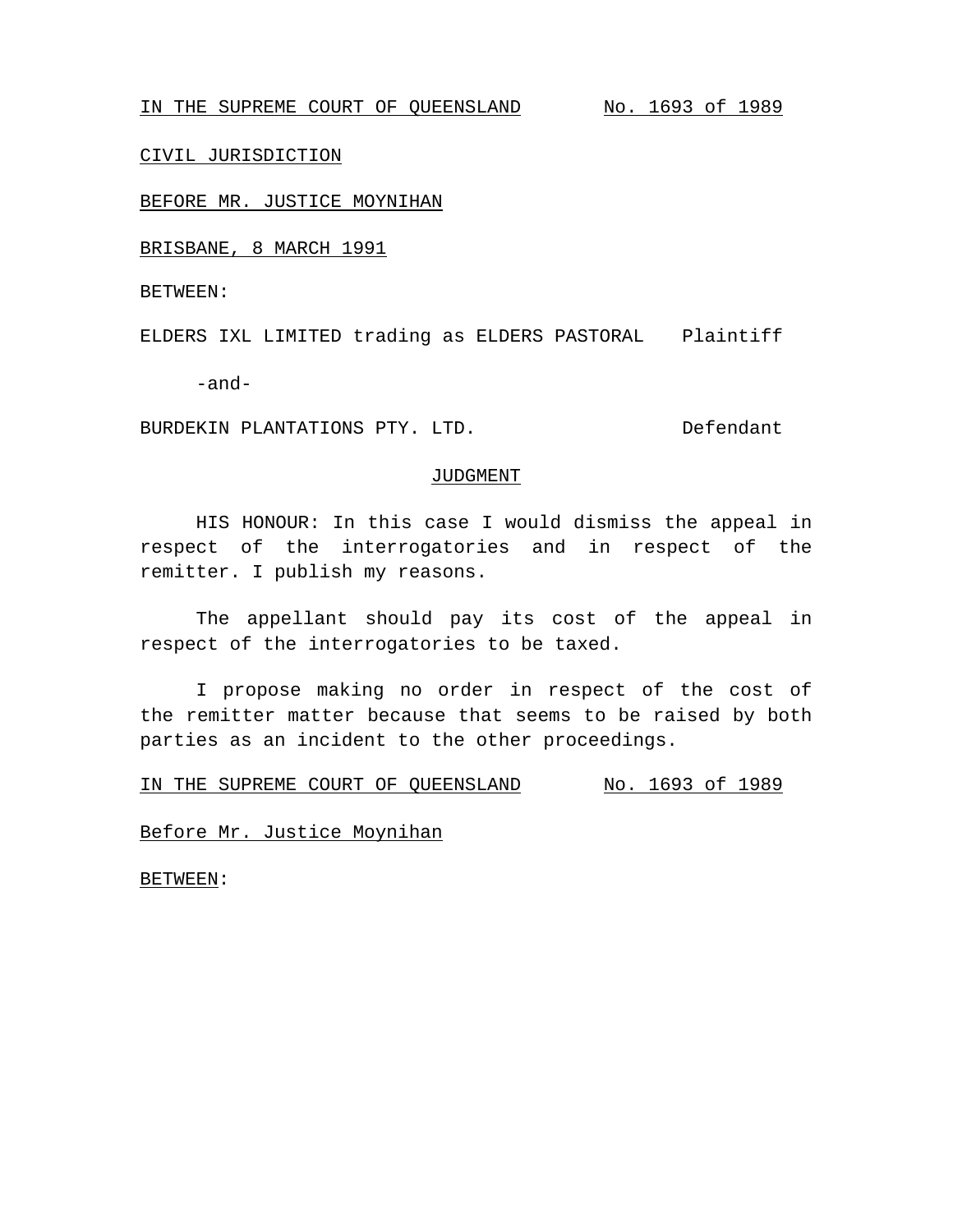IN THE SUPREME COURT OF QUEENSLAND No. 1693 of 1989

CIVIL JURISDICTION

BEFORE MR. JUSTICE MOYNIHAN

BRISBANE, 8 MARCH 1991

BETWEEN:

ELDERS IXL LIMITED trading as ELDERS PASTORAL Plaintiff

-and-

BURDEKIN PLANTATIONS PTY. LTD. Defendant

JUDGMENT

HIS HONOUR: In this case I would dismiss the appeal in respect of the interrogatories and in respect of the remitter. I publish my reasons.

The appellant should pay its cost of the appeal in respect of the interrogatories to be taxed.

I propose making no order in respect of the cost of the remitter matter because that seems to be raised by both parties as an incident to the other proceedings.

IN THE SUPREME COURT OF QUEENSLAND No. 1693 of 1989

Before Mr. Justice Moynihan

BETWEEN: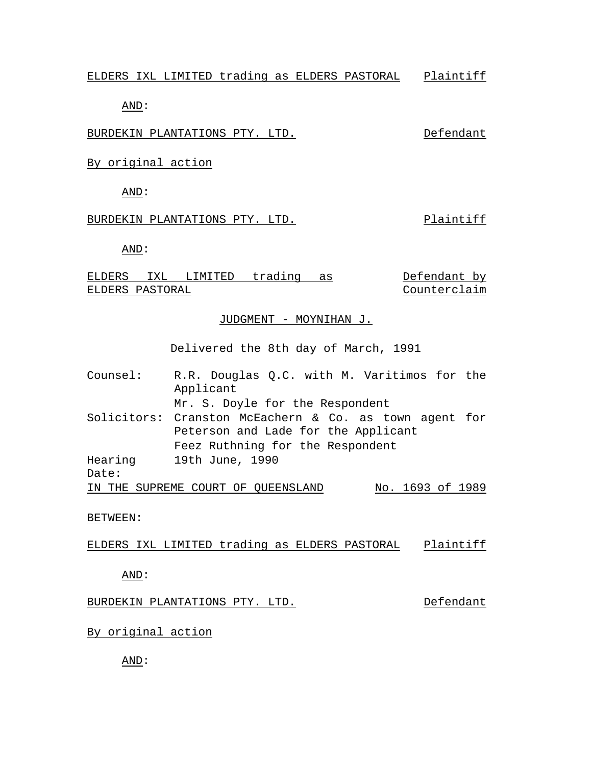ELDERS IXL LIMITED trading as ELDERS PASTORAL Plaintiff

AND:

BURDEKIN PLANTATIONS PTY. LTD. Defendant

By original action

AND:

BURDEKIN PLANTATIONS PTY. LTD. Plaintiff

AND:

ELDERS IXL LIMITED trading as ELDERS PASTORAL Defendant by Counterclaim

JUDGMENT - MOYNIHAN J.

Delivered the 8th day of March, 1991

Counsel: R.R. Douglas Q.C. with M. Varitimos for the Applicant
Mr. S. Doyle for the Respondent

Solicitors: Cranston McEachern & Co. as town agent for Peterson and Lade for the Applicant
Feez Ruthning for the Respondent

Hearing Date: 19th June, 1990

IN THE SUPREME COURT OF QUEENSLAND No. 1693 of 1989

BETWEEN:

ELDERS IXL LIMITED trading as ELDERS PASTORAL Plaintiff

AND:

BURDEKIN PLANTATIONS PTY. LTD. Defendant

By original action

AND: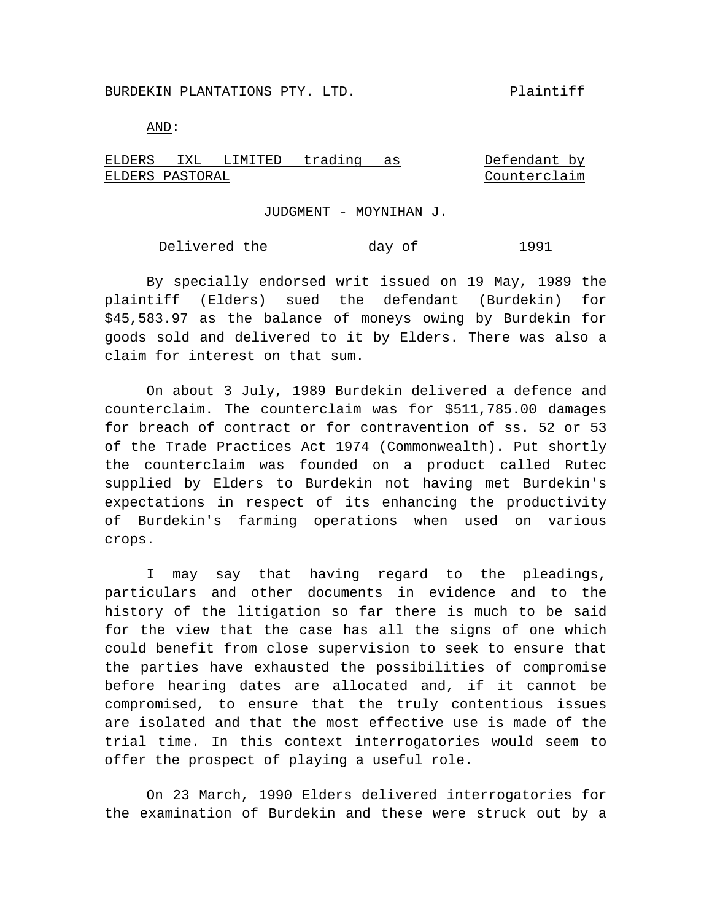BURDEKIN PLANTATIONS PTY. LTD. Plaintiff

AND:

ELDERS IXL LIMITED trading as ELDERS PASTORAL Defendant by Counterclaim

JUDGMENT - MOYNIHAN J.

Delivered the day of 1991

By specially endorsed writ issued on 19 May, 1989 the plaintiff (Elders) sued the defendant (Burdekin) for $45,583.97 as the balance of moneys owing by Burdekin for goods sold and delivered to it by Elders. There was also a claim for interest on that sum.

On about 3 July, 1989 Burdekin delivered a defence and counterclaim. The counterclaim was for $511,785.00 damages for breach of contract or for contravention of ss. 52 or 53 of the Trade Practices Act 1974 (Commonwealth). Put shortly the counterclaim was founded on a product called Rutec supplied by Elders to Burdekin not having met Burdekin's expectations in respect of its enhancing the productivity of Burdekin's farming operations when used on various crops.

I may say that having regard to the pleadings, particulars and other documents in evidence and to the history of the litigation so far there is much to be said for the view that the case has all the signs of one which could benefit from close supervision to seek to ensure that the parties have exhausted the possibilities of compromise before hearing dates are allocated and, if it cannot be compromised, to ensure that the truly contentious issues are isolated and that the most effective use is made of the trial time. In this context interrogatories would seem to offer the prospect of playing a useful role.

On 23 March, 1990 Elders delivered interrogatories for the examination of Burdekin and these were struck out by a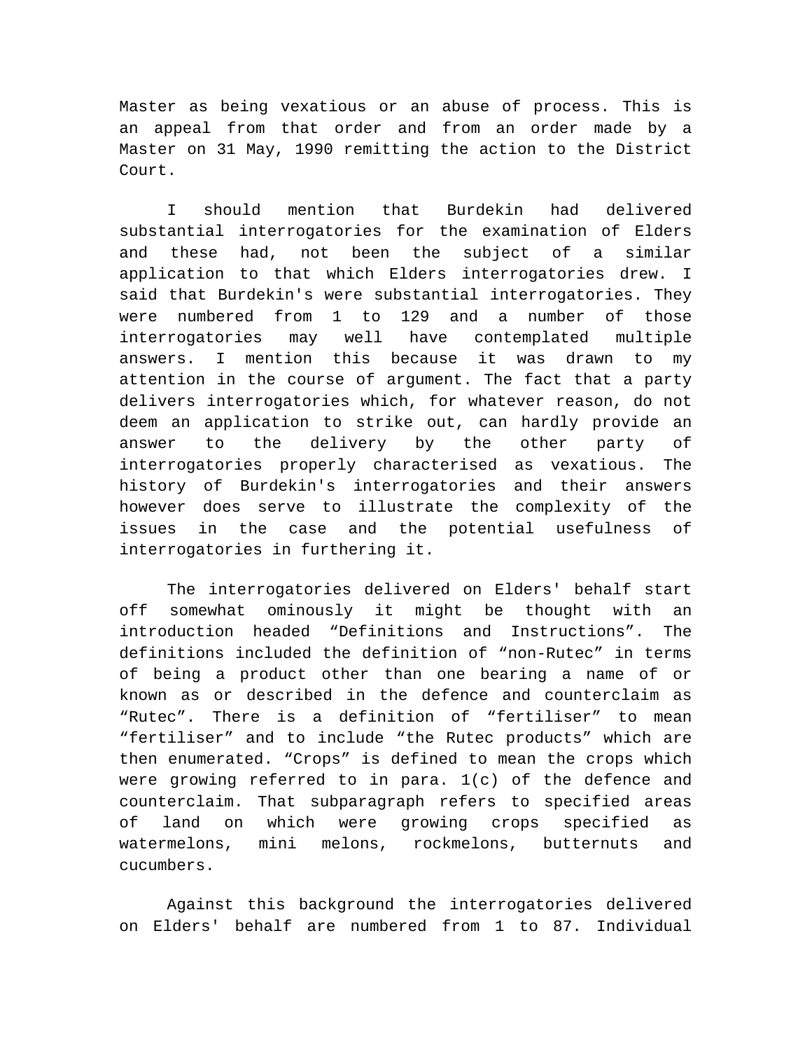Master as being vexatious or an abuse of process. This is an appeal from that order and from an order made by a Master on 31 May, 1990 remitting the action to the District Court.

I should mention that Burdekin had delivered substantial interrogatories for the examination of Elders and these had, not been the subject of a similar application to that which Elders interrogatories drew. I said that Burdekin's were substantial interrogatories. They were numbered from 1 to 129 and a number of those interrogatories may well have contemplated multiple answers. I mention this because it was drawn to my attention in the course of argument. The fact that a party delivers interrogatories which, for whatever reason, do not deem an application to strike out, can hardly provide an answer to the delivery by the other party of interrogatories properly characterised as vexatious. The history of Burdekin's interrogatories and their answers however does serve to illustrate the complexity of the issues in the case and the potential usefulness of interrogatories in furthering it.

The interrogatories delivered on Elders' behalf start off somewhat ominously it might be thought with an introduction headed “Definitions and Instructions”. The definitions included the definition of “non-Rutec” in terms of being a product other than one bearing a name of or known as or described in the defence and counterclaim as “Rutec”. There is a definition of “fertiliser” to mean “fertiliser” and to include “the Rutec products” which are then enumerated. “Crops” is defined to mean the crops which were growing referred to in para. 1(c) of the defence and counterclaim. That subparagraph refers to specified areas of land on which were growing crops specified as watermelons, mini melons, rockmelons, butternuts and cucumbers.

Against this background the interrogatories delivered on Elders' behalf are numbered from 1 to 87. Individual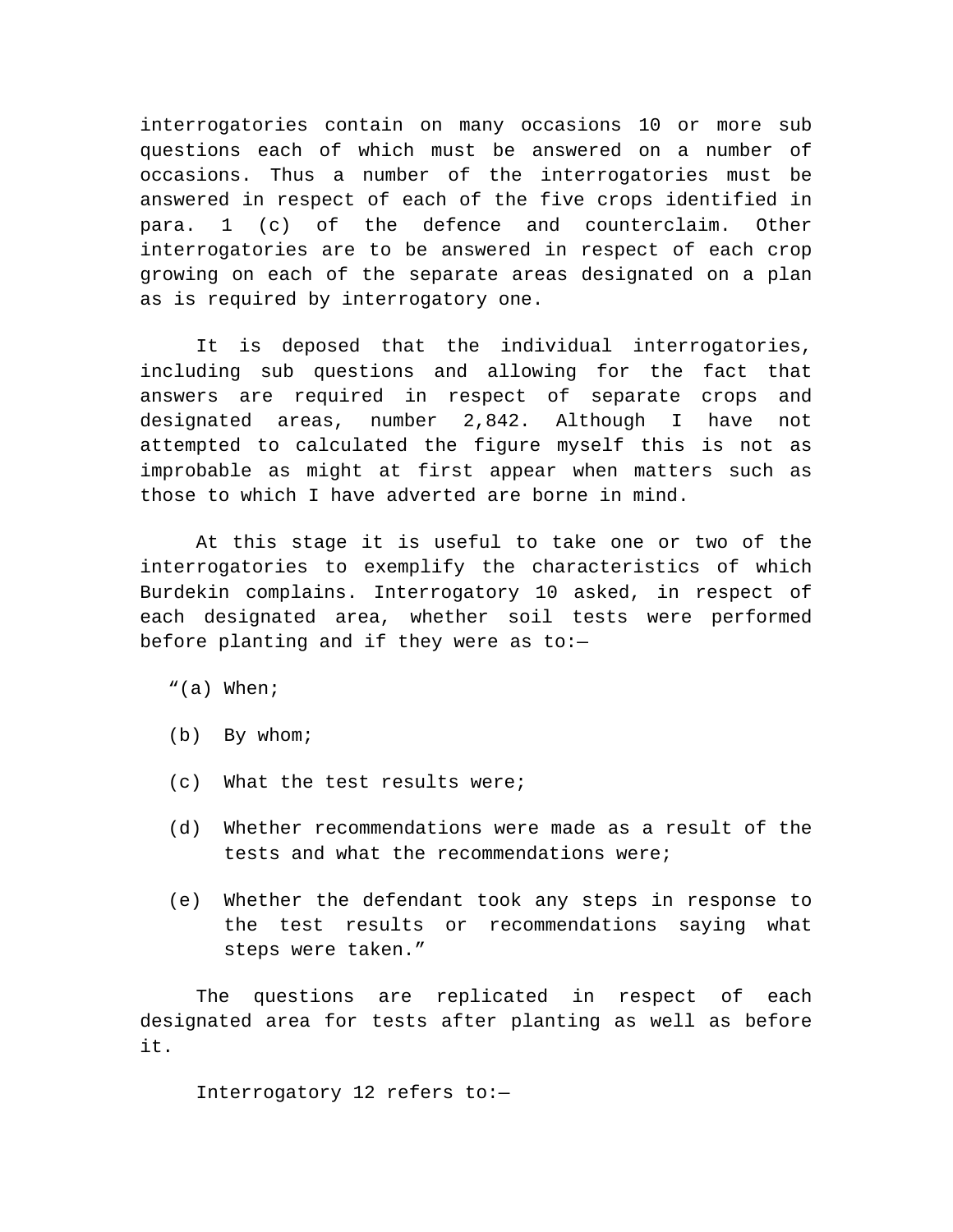interrogatories contain on many occasions 10 or more sub questions each of which must be answered on a number of occasions. Thus a number of the interrogatories must be answered in respect of each of the five crops identified in para. 1 (c) of the defence and counterclaim. Other interrogatories are to be answered in respect of each crop growing on each of the separate areas designated on a plan as is required by interrogatory one.

It is deposed that the individual interrogatories, including sub questions and allowing for the fact that answers are required in respect of separate crops and designated areas, number 2,842. Although I have not attempted to calculated the figure myself this is not as improbable as might at first appear when matters such as those to which I have adverted are borne in mind.

At this stage it is useful to take one or two of the interrogatories to exemplify the characteristics of which Burdekin complains. Interrogatory 10 asked, in respect of each designated area, whether soil tests were performed before planting and if they were as to:—

"(a) When;

(b) By whom;

(c) What the test results were;

(d) Whether recommendations were made as a result of the tests and what the recommendations were;

(e) Whether the defendant took any steps in response to the test results or recommendations saying what steps were taken."

The questions are replicated in respect of each designated area for tests after planting as well as before it.

Interrogatory 12 refers to:—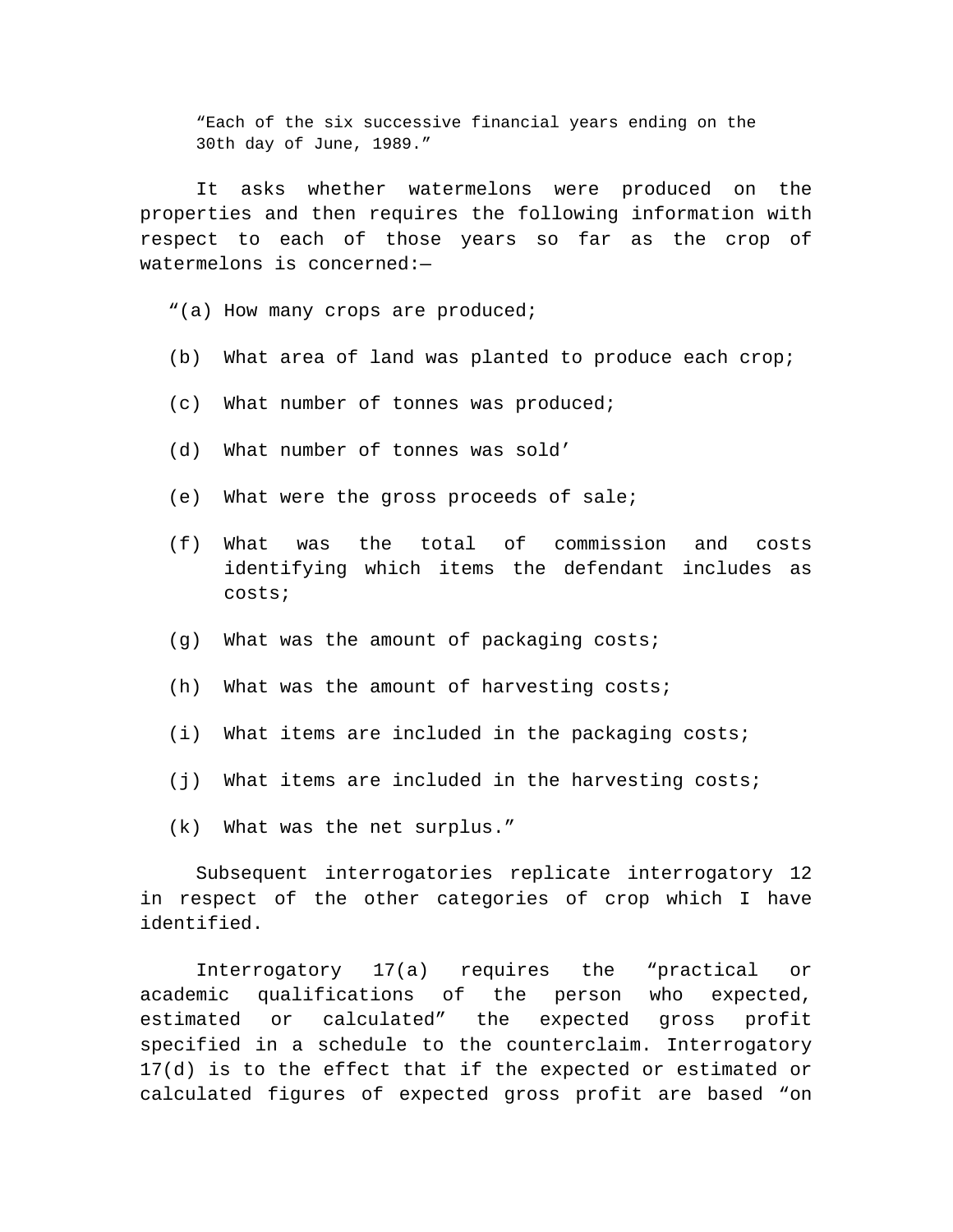> "Each of the six successive financial years ending on the 30th day of June, 1989."

It asks whether watermelons were produced on the properties and then requires the following information with respect to each of those years so far as the crop of watermelons is concerned:—

> "(a) How many crops are produced;
>
> (b) What area of land was planted to produce each crop;
>
> (c) What number of tonnes was produced;
>
> (d) What number of tonnes was sold'
>
> (e) What were the gross proceeds of sale;
>
> (f) What was the total of commission and costs identifying which items the defendant includes as costs;
>
> (g) What was the amount of packaging costs;
>
> (h) What was the amount of harvesting costs;
>
> (i) What items are included in the packaging costs;
>
> (j) What items are included in the harvesting costs;
>
> (k) What was the net surplus."

Subsequent interrogatories replicate interrogatory 12 in respect of the other categories of crop which I have identified.

Interrogatory 17(a) requires the "practical or academic qualifications of the person who expected, estimated or calculated" the expected gross profit specified in a schedule to the counterclaim. Interrogatory 17(d) is to the effect that if the expected or estimated or calculated figures of expected gross profit are based "on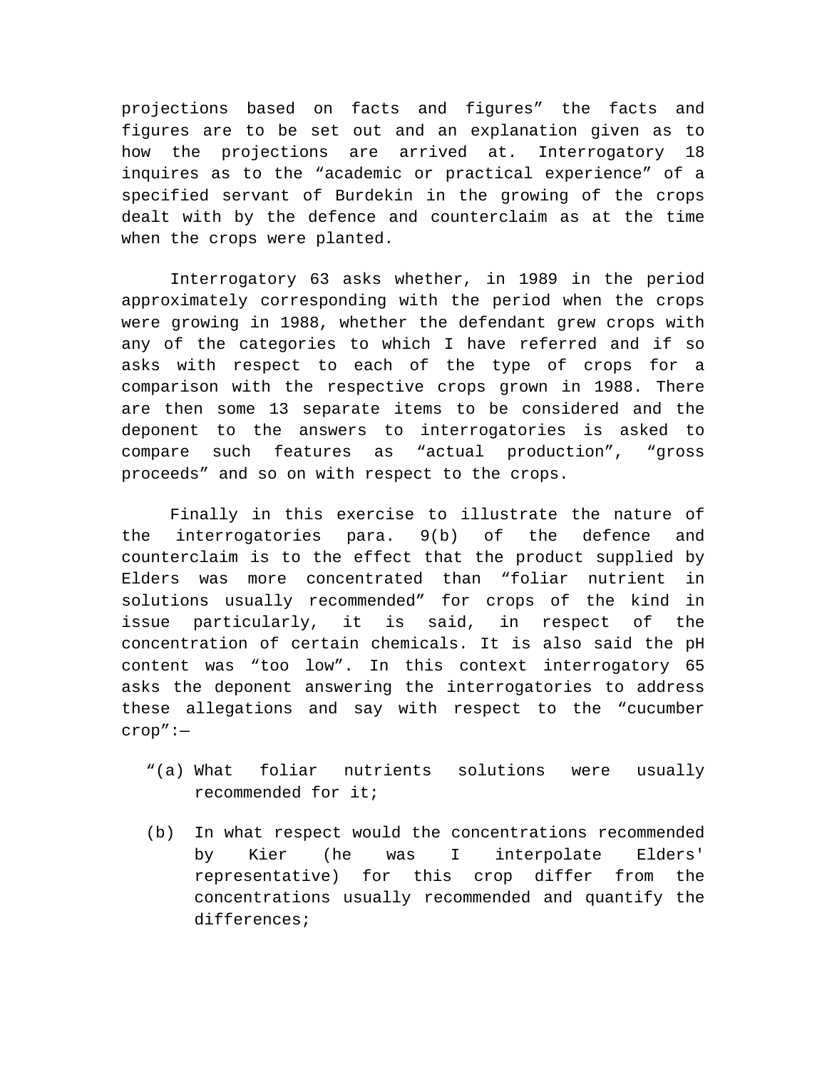projections based on facts and figures" the facts and figures are to be set out and an explanation given as to how the projections are arrived at. Interrogatory 18 inquires as to the "academic or practical experience" of a specified servant of Burdekin in the growing of the crops dealt with by the defence and counterclaim as at the time when the crops were planted.

Interrogatory 63 asks whether, in 1989 in the period approximately corresponding with the period when the crops were growing in 1988, whether the defendant grew crops with any of the categories to which I have referred and if so asks with respect to each of the type of crops for a comparison with the respective crops grown in 1988. There are then some 13 separate items to be considered and the deponent to the answers to interrogatories is asked to compare such features as "actual production", "gross proceeds" and so on with respect to the crops.

Finally in this exercise to illustrate the nature of the interrogatories para. 9(b) of the defence and counterclaim is to the effect that the product supplied by Elders was more concentrated than "foliar nutrient in solutions usually recommended" for crops of the kind in issue particularly, it is said, in respect of the concentration of certain chemicals. It is also said the pH content was "too low". In this context interrogatory 65 asks the deponent answering the interrogatories to address these allegations and say with respect to the "cucumber crop":—

"(a) What foliar nutrients solutions were usually recommended for it;

(b) In what respect would the concentrations recommended by Kier (he was I interpolate Elders' representative) for this crop differ from the concentrations usually recommended and quantify the differences;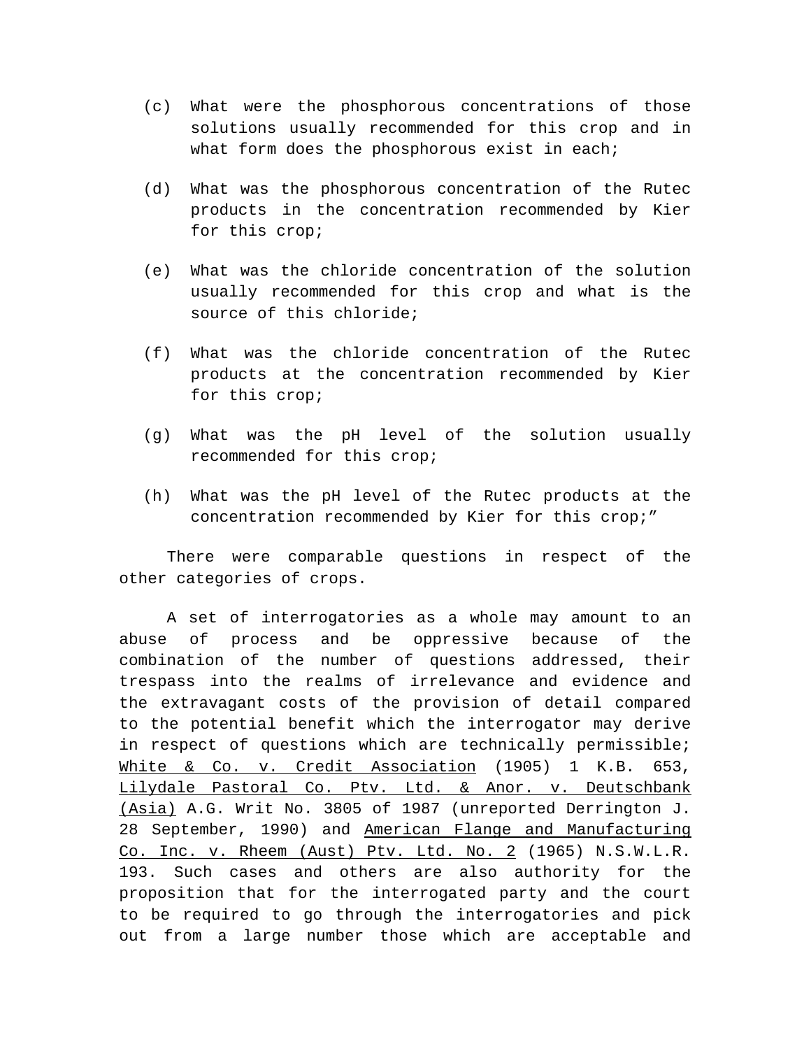(c) What were the phosphorous concentrations of those solutions usually recommended for this crop and in what form does the phosphorous exist in each;

(d) What was the phosphorous concentration of the Rutec products in the concentration recommended by Kier for this crop;

(e) What was the chloride concentration of the solution usually recommended for this crop and what is the source of this chloride;

(f) What was the chloride concentration of the Rutec products at the concentration recommended by Kier for this crop;

(g) What was the pH level of the solution usually recommended for this crop;

(h) What was the pH level of the Rutec products at the concentration recommended by Kier for this crop;"

There were comparable questions in respect of the other categories of crops.

A set of interrogatories as a whole may amount to an abuse of process and be oppressive because of the combination of the number of questions addressed, their trespass into the realms of irrelevance and evidence and the extravagant costs of the provision of detail compared to the potential benefit which the interrogator may derive in respect of questions which are technically permissible; White & Co. v. Credit Association (1905) 1 K.B. 653, Lilydale Pastoral Co. Ptv. Ltd. & Anor. v. Deutschbank (Asia) A.G. Writ No. 3805 of 1987 (unreported Derrington J. 28 September, 1990) and American Flange and Manufacturing Co. Inc. v. Rheem (Aust) Ptv. Ltd. No. 2 (1965) N.S.W.L.R. 193. Such cases and others are also authority for the proposition that for the interrogated party and the court to be required to go through the interrogatories and pick out from a large number those which are acceptable and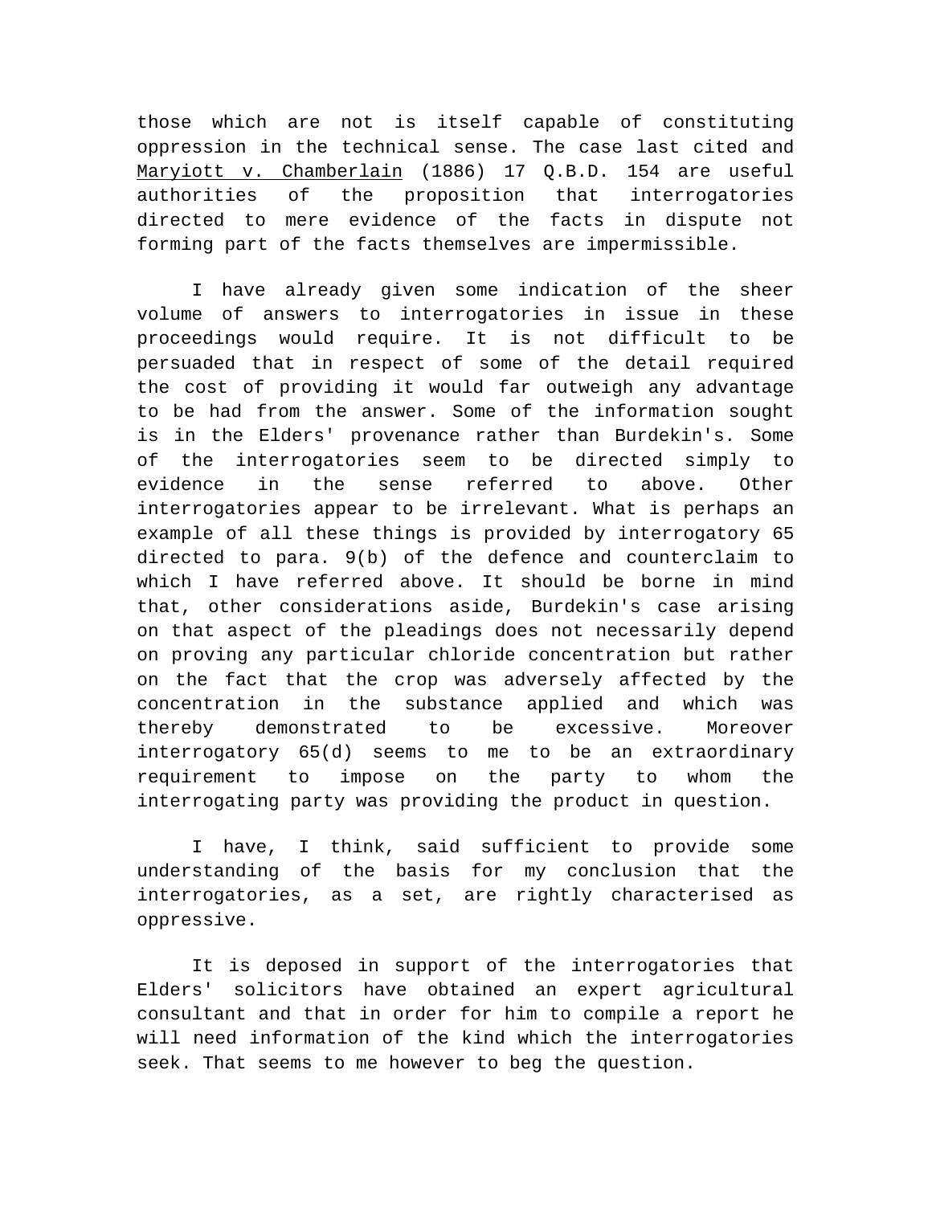those which are not is itself capable of constituting oppression in the technical sense. The case last cited and Maryiott v. Chamberlain (1886) 17 Q.B.D. 154 are useful authorities of the proposition that interrogatories directed to mere evidence of the facts in dispute not forming part of the facts themselves are impermissible.

I have already given some indication of the sheer volume of answers to interrogatories in issue in these proceedings would require. It is not difficult to be persuaded that in respect of some of the detail required the cost of providing it would far outweigh any advantage to be had from the answer. Some of the information sought is in the Elders' provenance rather than Burdekin's. Some of the interrogatories seem to be directed simply to evidence in the sense referred to above. Other interrogatories appear to be irrelevant. What is perhaps an example of all these things is provided by interrogatory 65 directed to para. 9(b) of the defence and counterclaim to which I have referred above. It should be borne in mind that, other considerations aside, Burdekin's case arising on that aspect of the pleadings does not necessarily depend on proving any particular chloride concentration but rather on the fact that the crop was adversely affected by the concentration in the substance applied and which was thereby demonstrated to be excessive. Moreover interrogatory 65(d) seems to me to be an extraordinary requirement to impose on the party to whom the interrogating party was providing the product in question.

I have, I think, said sufficient to provide some understanding of the basis for my conclusion that the interrogatories, as a set, are rightly characterised as oppressive.

It is deposed in support of the interrogatories that Elders' solicitors have obtained an expert agricultural consultant and that in order for him to compile a report he will need information of the kind which the interrogatories seek. That seems to me however to beg the question.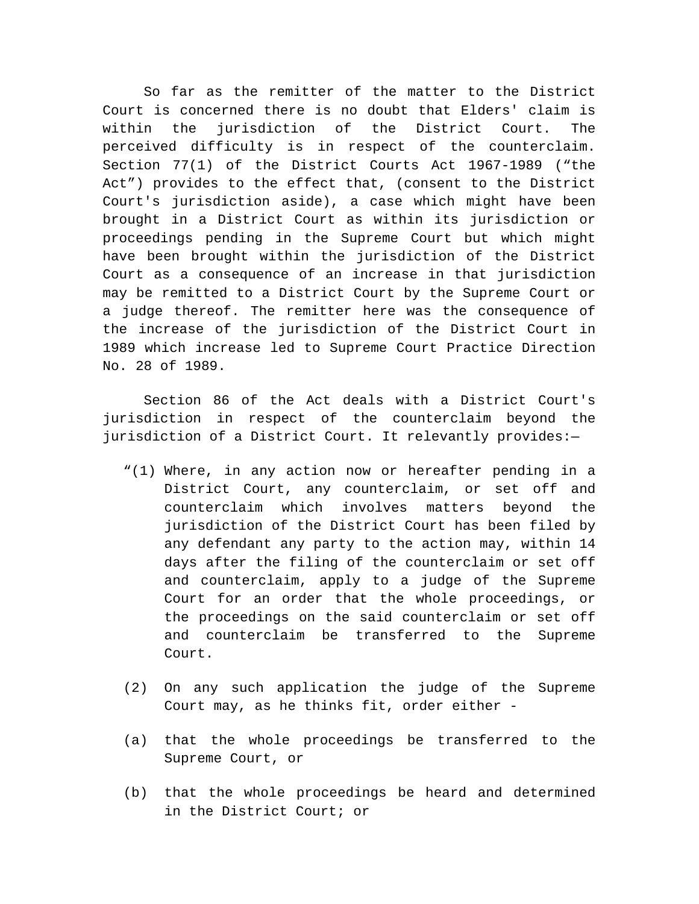So far as the remitter of the matter to the District Court is concerned there is no doubt that Elders' claim is within the jurisdiction of the District Court. The perceived difficulty is in respect of the counterclaim. Section 77(1) of the District Courts Act 1967-1989 ("the Act") provides to the effect that, (consent to the District Court's jurisdiction aside), a case which might have been brought in a District Court as within its jurisdiction or proceedings pending in the Supreme Court but which might have been brought within the jurisdiction of the District Court as a consequence of an increase in that jurisdiction may be remitted to a District Court by the Supreme Court or a judge thereof. The remitter here was the consequence of the increase of the jurisdiction of the District Court in 1989 which increase led to Supreme Court Practice Direction No. 28 of 1989.

Section 86 of the Act deals with a District Court's jurisdiction in respect of the counterclaim beyond the jurisdiction of a District Court. It relevantly provides:—

> "(1) Where, in any action now or hereafter pending in a District Court, any counterclaim, or set off and counterclaim which involves matters beyond the jurisdiction of the District Court has been filed by any defendant any party to the action may, within 14 days after the filing of the counterclaim or set off and counterclaim, apply to a judge of the Supreme Court for an order that the whole proceedings, or the proceedings on the said counterclaim or set off and counterclaim be transferred to the Supreme Court.
>
> (2) On any such application the judge of the Supreme Court may, as he thinks fit, order either -
>
> (a) that the whole proceedings be transferred to the Supreme Court, or
>
> (b) that the whole proceedings be heard and determined in the District Court; or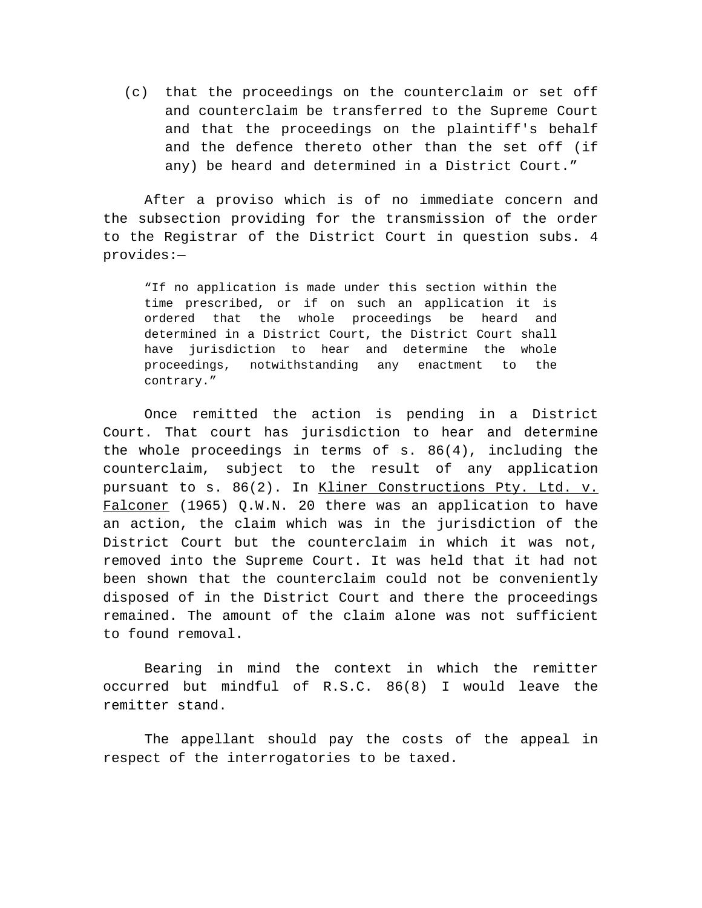(c) that the proceedings on the counterclaim or set off and counterclaim be transferred to the Supreme Court and that the proceedings on the plaintiff's behalf and the defence thereto other than the set off (if any) be heard and determined in a District Court."

After a proviso which is of no immediate concern and the subsection providing for the transmission of the order to the Registrar of the District Court in question subs. 4 provides:—

> "If no application is made under this section within the time prescribed, or if on such an application it is ordered that the whole proceedings be heard and determined in a District Court, the District Court shall have jurisdiction to hear and determine the whole proceedings, notwithstanding any enactment to the contrary."

Once remitted the action is pending in a District Court. That court has jurisdiction to hear and determine the whole proceedings in terms of s. 86(4), including the counterclaim, subject to the result of any application pursuant to s. 86(2). In Kliner Constructions Pty. Ltd. v. Falconer (1965) Q.W.N. 20 there was an application to have an action, the claim which was in the jurisdiction of the District Court but the counterclaim in which it was not, removed into the Supreme Court. It was held that it had not been shown that the counterclaim could not be conveniently disposed of in the District Court and there the proceedings remained. The amount of the claim alone was not sufficient to found removal.

Bearing in mind the context in which the remitter occurred but mindful of R.S.C. 86(8) I would leave the remitter stand.

The appellant should pay the costs of the appeal in respect of the interrogatories to be taxed.